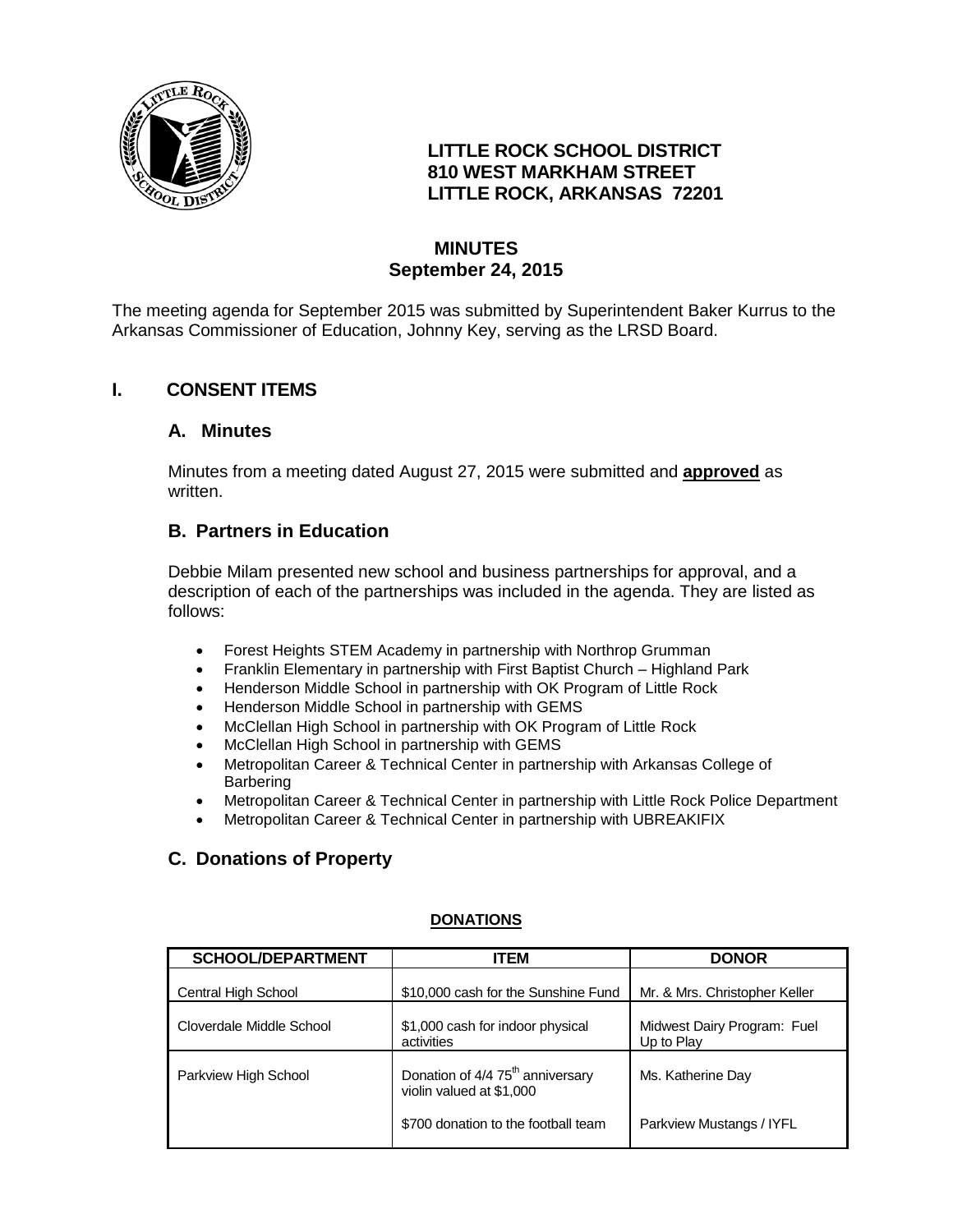**LITTLE ROCK SCHOOL DISTRICT**
**810 WEST MARKHAM STREET**
**LITTLE ROCK, ARKANSAS 72201**

# MINUTES
## September 24, 2015

The meeting agenda for September 2015 was submitted by Superintendent Baker Kurrus to the Arkansas Commissioner of Education, Johnny Key, serving as the LRSD Board.

## I. CONSENT ITEMS

### A. Minutes

Minutes from a meeting dated August 27, 2015 were submitted and **approved** as written.

### B. Partners in Education

Debbie Milam presented new school and business partnerships for approval, and a description of each of the partnerships was included in the agenda. They are listed as follows:

- Forest Heights STEM Academy in partnership with Northrop Grumman
- Franklin Elementary in partnership with First Baptist Church – Highland Park
- Henderson Middle School in partnership with OK Program of Little Rock
- Henderson Middle School in partnership with GEMS
- McClellan High School in partnership with OK Program of Little Rock
- McClellan High School in partnership with GEMS
- Metropolitan Career & Technical Center in partnership with Arkansas College of Barbering
- Metropolitan Career & Technical Center in partnership with Little Rock Police Department
- Metropolitan Career & Technical Center in partnership with UBREAKIFIX

### C. Donations of Property

**DONATIONS**

| SCHOOL/DEPARTMENT | ITEM | DONOR |
|---|---|---|
| Central High School | $10,000 cash for the Sunshine Fund | Mr. & Mrs. Christopher Keller |
| Cloverdale Middle School | $1,000 cash for indoor physical activities | Midwest Dairy Program: Fuel Up to Play |
| Parkview High School | Donation of 4/4 75th anniversary violin valued at $1,000 | Ms. Katherine Day |
| | $700 donation to the football team | Parkview Mustangs / IYFL |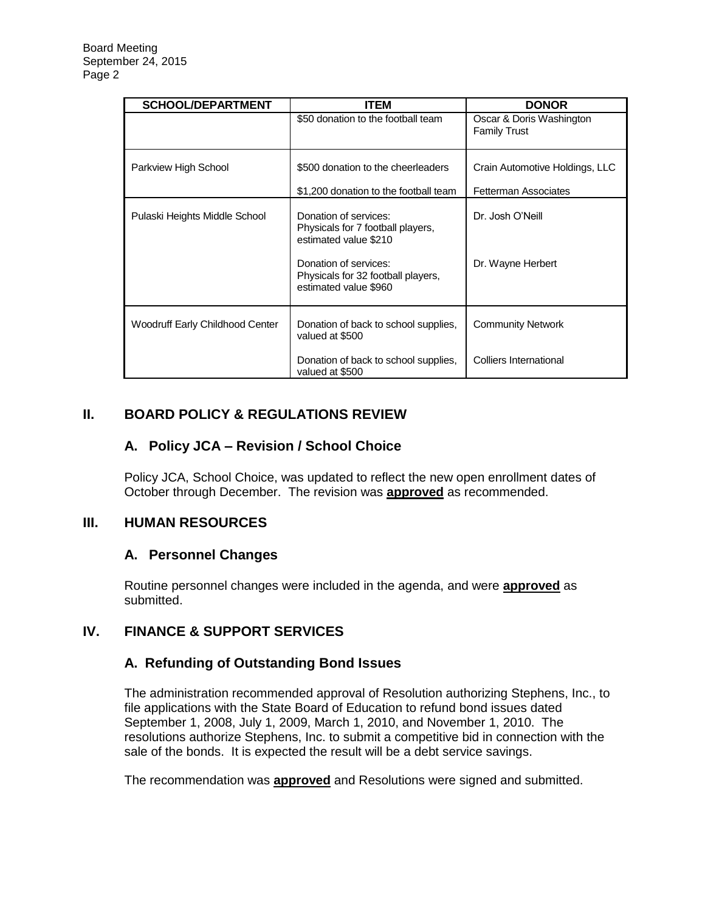| SCHOOL/DEPARTMENT | ITEM | DONOR |
|---|---|---|
| | $50 donation to the football team | Oscar & Doris Washington Family Trust |
| Parkview High School | $500 donation to the cheerleaders | Crain Automotive Holdings, LLC |
| | $1,200 donation to the football team | Fetterman Associates |
| Pulaski Heights Middle School | Donation of services: Physicals for 7 football players, estimated value $210 | Dr. Josh O'Neill |
| | Donation of services: Physicals for 32 football players, estimated value $960 | Dr. Wayne Herbert |
| Woodruff Early Childhood Center | Donation of back to school supplies, valued at $500 | Community Network |
| | Donation of back to school supplies, valued at $500 | Colliers International |

## II. BOARD POLICY & REGULATIONS REVIEW

### A. Policy JCA – Revision / School Choice

Policy JCA, School Choice, was updated to reflect the new open enrollment dates of October through December. The revision was **approved** as recommended.

## III. HUMAN RESOURCES

### A. Personnel Changes

Routine personnel changes were included in the agenda, and were **approved** as submitted.

## IV. FINANCE & SUPPORT SERVICES

### A. Refunding of Outstanding Bond Issues

The administration recommended approval of Resolution authorizing Stephens, Inc., to file applications with the State Board of Education to refund bond issues dated September 1, 2008, July 1, 2009, March 1, 2010, and November 1, 2010. The resolutions authorize Stephens, Inc. to submit a competitive bid in connection with the sale of the bonds. It is expected the result will be a debt service savings.

The recommendation was **approved** and Resolutions were signed and submitted.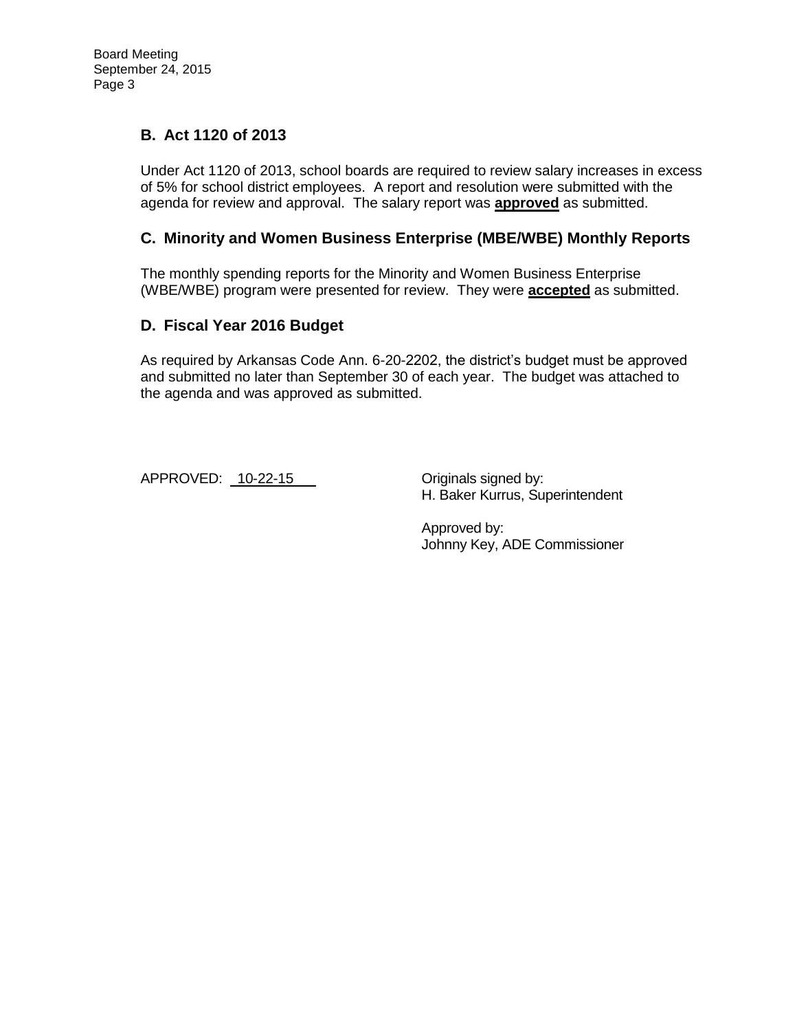## B. Act 1120 of 2013

Under Act 1120 of 2013, school boards are required to review salary increases in excess of 5% for school district employees. A report and resolution were submitted with the agenda for review and approval. The salary report was **approved** as submitted.

## C. Minority and Women Business Enterprise (MBE/WBE) Monthly Reports

The monthly spending reports for the Minority and Women Business Enterprise (WBE/WBE) program were presented for review. They were **accepted** as submitted.

## D. Fiscal Year 2016 Budget

As required by Arkansas Code Ann. 6-20-2202, the district's budget must be approved and submitted no later than September 30 of each year. The budget was attached to the agenda and was approved as submitted.

APPROVED: 10-22-15

Originals signed by:
H. Baker Kurrus, Superintendent

Approved by:
Johnny Key, ADE Commissioner